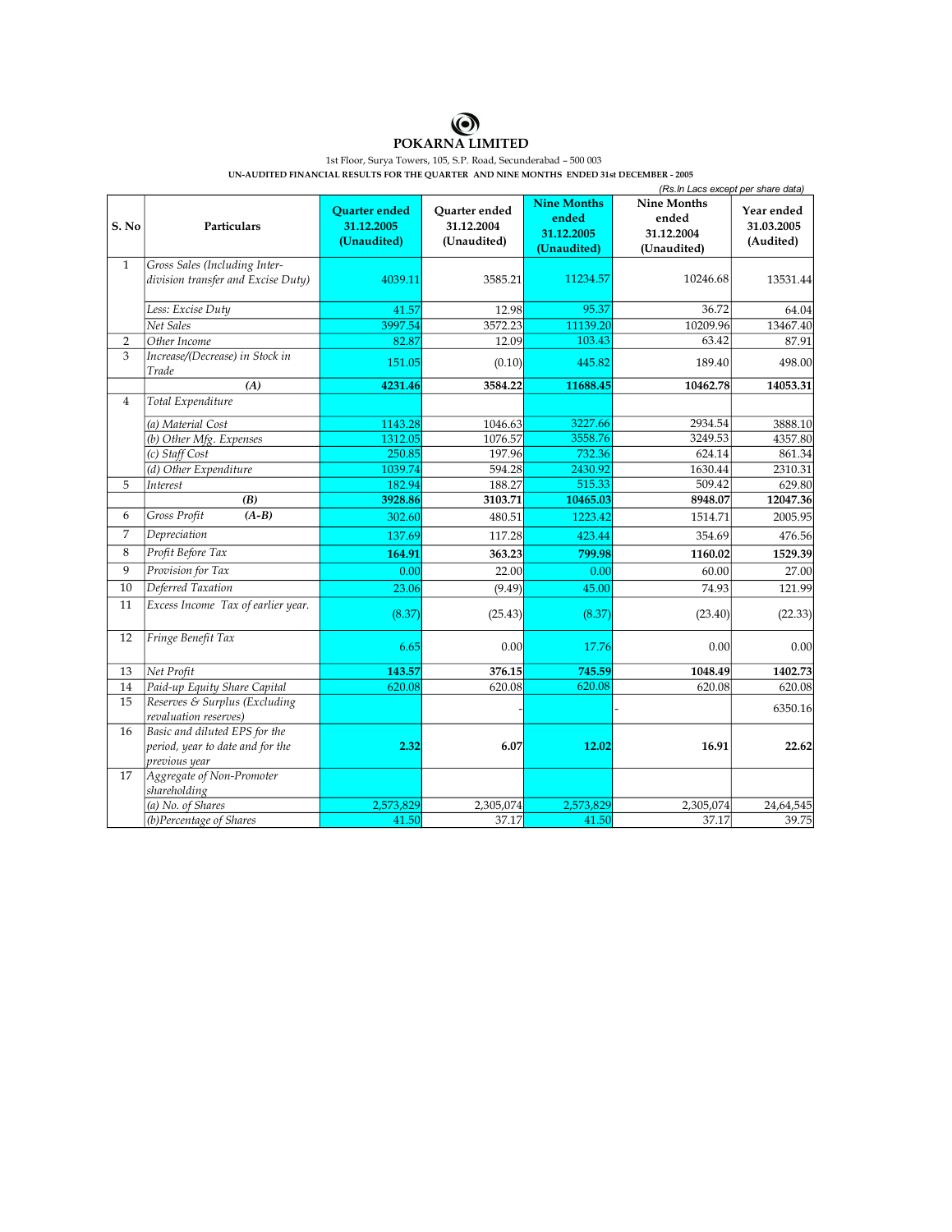# POKARNA LIMITED

1st Floor, Surya Towers, 105, S.P. Road, Secunderabad – 500 003

**UN-AUDITED FINANCIAL RESULTS FOR THE QUARTER AND NINE MONTHS ENDED 31st DECEMBER - 2005**

*(Rs.In Lacs except per share data)*

| S. No | Particulars | Quarter ended 31.12.2005 (Unaudited) | Quarter ended 31.12.2004 (Unaudited) | Nine Months ended 31.12.2005 (Unaudited) | Nine Months ended 31.12.2004 (Unaudited) | Year ended 31.03.2005 (Audited) |
|---|---|---|---|---|---|---|
| 1 | *Gross Sales (Including Inter-division transfer and Excise Duty)* | 4039.11 | 3585.21 | 11234.57 | 10246.68 | 13531.44 |
| | *Less: Excise Duty* | 41.57 | 12.98 | 95.37 | 36.72 | 64.04 |
| | *Net Sales* | 3997.54 | 3572.23 | 11139.20 | 10209.96 | 13467.40 |
| 2 | *Other Income* | 82.87 | 12.09 | 103.43 | 63.42 | 87.91 |
| 3 | *Increase/(Decrease) in Stock in Trade* | 151.05 | (0.10) | 445.82 | 189.40 | 498.00 |
| | **(A)** | **4231.46** | **3584.22** | **11688.45** | **10462.78** | **14053.31** |
| 4 | *Total Expenditure* | | | | | |
| | *(a) Material Cost* | 1143.28 | 1046.63 | 3227.66 | 2934.54 | 3888.10 |
| | *(b) Other Mfg. Expenses* | 1312.05 | 1076.57 | 3558.76 | 3249.53 | 4357.80 |
| | *(c) Staff Cost* | 250.85 | 197.96 | 732.36 | 624.14 | 861.34 |
| | *(d) Other Expenditure* | 1039.74 | 594.28 | 2430.92 | 1630.44 | 2310.31 |
| 5 | *Interest* | 182.94 | 188.27 | 515.33 | 509.42 | 629.80 |
| | **(B)** | **3928.86** | **3103.71** | **10465.03** | **8948.07** | **12047.36** |
| 6 | *Gross Profit* **(A-B)** | 302.60 | 480.51 | 1223.42 | 1514.71 | 2005.95 |
| 7 | *Depreciation* | 137.69 | 117.28 | 423.44 | 354.69 | 476.56 |
| 8 | *Profit Before Tax* | **164.91** | **363.23** | **799.98** | **1160.02** | **1529.39** |
| 9 | *Provision for Tax* | 0.00 | 22.00 | 0.00 | 60.00 | 27.00 |
| 10 | *Deferred Taxation* | 23.06 | (9.49) | 45.00 | 74.93 | 121.99 |
| 11 | *Excess Income Tax of earlier year.* | (8.37) | (25.43) | (8.37) | (23.40) | (22.33) |
| 12 | *Fringe Benefit Tax* | 6.65 | 0.00 | 17.76 | 0.00 | 0.00 |
| 13 | *Net Profit* | **143.57** | **376.15** | **745.59** | **1048.49** | **1402.73** |
| 14 | *Paid-up Equity Share Capital* | 620.08 | 620.08 | 620.08 | 620.08 | 620.08 |
| 15 | *Reserves & Surplus (Excluding revaluation reserves)* | | - | | - | 6350.16 |
| 16 | *Basic and diluted EPS for the period, year to date and for the previous year* | **2.32** | **6.07** | **12.02** | **16.91** | **22.62** |
| 17 | *Aggregate of Non-Promoter shareholding* | | | | | |
| | *(a) No. of Shares* | 2,573,829 | 2,305,074 | 2,573,829 | 2,305,074 | 24,64,545 |
| | *(b)Percentage of Shares* | 41.50 | 37.17 | 41.50 | 37.17 | 39.75 |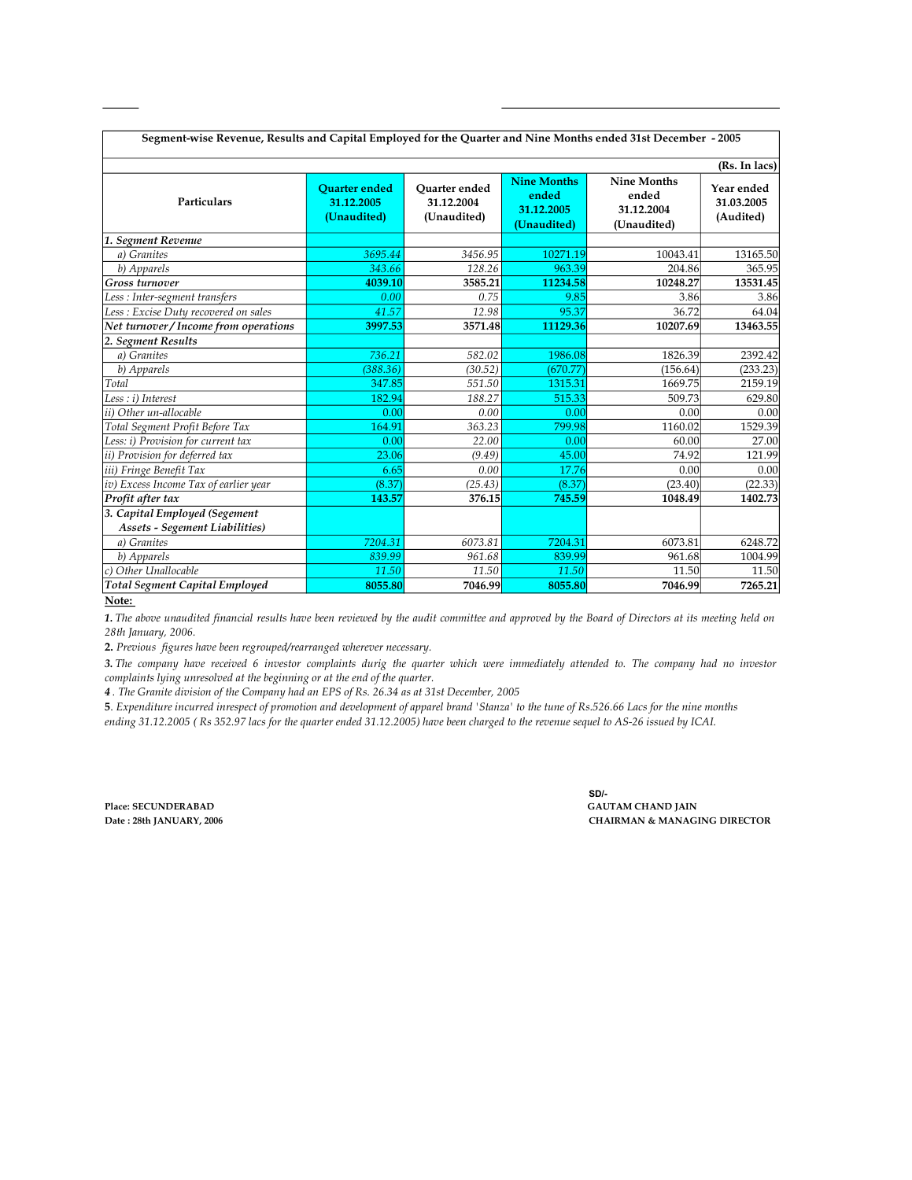**Segment-wise Revenue, Results and Capital Employed for the Quarter and Nine Months ended 31st December - 2005**

(Rs. In lacs)

| Particulars | Quarter ended 31.12.2005 (Unaudited) | Quarter ended 31.12.2004 (Unaudited) | Nine Months ended 31.12.2005 (Unaudited) | Nine Months ended 31.12.2004 (Unaudited) | Year ended 31.03.2005 (Audited) |
|---|---|---|---|---|---|
| *1. Segment Revenue* | | | | | |
| *a) Granites* | 3695.44 | 3456.95 | 10271.19 | 10043.41 | 13165.50 |
| *b) Apparels* | 343.66 | 128.26 | 963.39 | 204.86 | 365.95 |
| ***Gross turnover*** | **4039.10** | **3585.21** | **11234.58** | **10248.27** | **13531.45** |
| *Less : Inter-segment transfers* | 0.00 | 0.75 | 9.85 | 3.86 | 3.86 |
| *Less : Excise Duty recovered on sales* | 41.57 | 12.98 | 95.37 | 36.72 | 64.04 |
| ***Net turnover/ Income from operations*** | **3997.53** | **3571.48** | **11129.36** | **10207.69** | **13463.55** |
| ***2. Segment Results*** | | | | | |
| *a) Granites* | 736.21 | 582.02 | 1986.08 | 1826.39 | 2392.42 |
| *b) Apparels* | (388.36) | (30.52) | (670.77) | (156.64) | (233.23) |
| *Total* | 347.85 | 551.50 | 1315.31 | 1669.75 | 2159.19 |
| *Less : i) Interest* | 182.94 | 188.27 | 515.33 | 509.73 | 629.80 |
| *ii) Other un-allocable* | 0.00 | 0.00 | 0.00 | 0.00 | 0.00 |
| *Total Segment Profit Before Tax* | 164.91 | 363.23 | 799.98 | 1160.02 | 1529.39 |
| *Less: i) Provision for current tax* | 0.00 | 22.00 | 0.00 | 60.00 | 27.00 |
| *ii) Provision for deferred tax* | 23.06 | (9.49) | 45.00 | 74.92 | 121.99 |
| *iii) Fringe Benefit Tax* | 6.65 | 0.00 | 17.76 | 0.00 | 0.00 |
| *iv) Excess Income Tax of earlier year* | (8.37) | (25.43) | (8.37) | (23.40) | (22.33) |
| ***Profit after tax*** | **143.57** | **376.15** | **745.59** | **1048.49** | **1402.73** |
| ***3. Capital Employed (Segement Assets - Segement Liabilities)*** | | | | | |
| *a) Granites* | 7204.31 | 6073.81 | 7204.31 | 6073.81 | 6248.72 |
| *b) Apparels* | 839.99 | 961.68 | 839.99 | 961.68 | 1004.99 |
| *c) Other Unallocable* | 11.50 | 11.50 | 11.50 | 11.50 | 11.50 |
| ***Total Segment Capital Employed*** | **8055.80** | **7046.99** | **8055.80** | **7046.99** | **7265.21** |

**Note:**

**1.** *The above unaudited financial results have been reviewed by the audit committee and approved by the Board of Directors at its meeting held on 28th January, 2006.*

**2.** *Previous figures have been regrouped/rearranged wherever necessary.*

**3.** *The company have received 6 investor complaints durig the quarter which were immediately attended to. The company had no investor complaints lying unresolved at the beginning or at the end of the quarter.*

**4** *. The Granite division of the Company had an EPS of Rs. 26.34 as at 31st December, 2005*

**5**. *Expenditure incurred inrespect of promotion and development of apparel brand 'Stanza' to the tune of Rs.526.66 Lacs for the nine months ending 31.12.2005 ( Rs 352.97 lacs for the quarter ended 31.12.2005) have been charged to the revenue sequel to AS-26 issued by ICAI.*

**Place: SECUNDERABAD**
**Date : 28th JANUARY, 2006**

SD/-
**GAUTAM CHAND JAIN**
**CHAIRMAN & MANAGING DIRECTOR**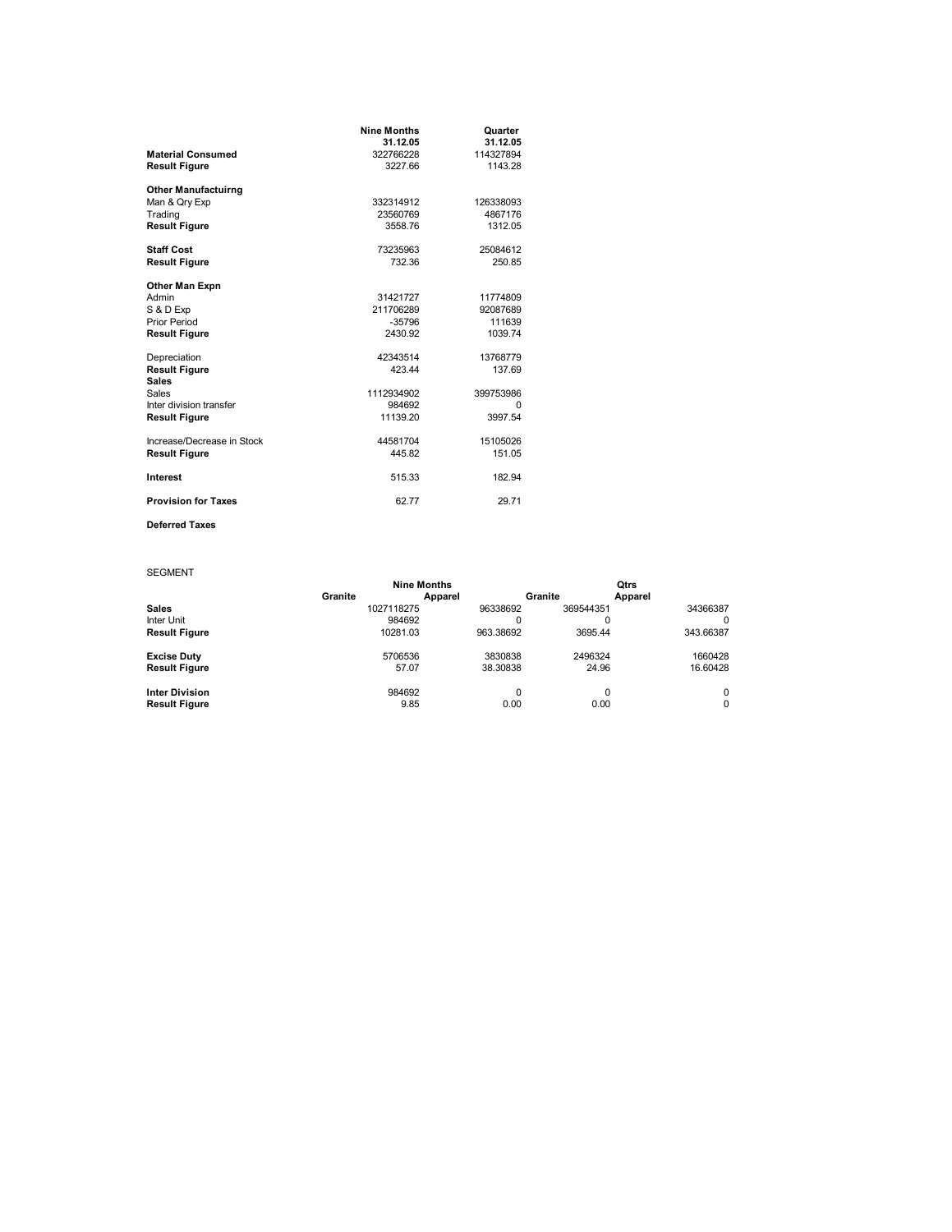|  | Nine Months | Quarter |
|---|---|---|
|  | 31.12.05 | 31.12.05 |
| **Material Consumed** | 322766228 | 114327894 |
| **Result Figure** | 3227.66 | 1143.28 |
|  |  |  |
| **Other Manufactuirng** |  |  |
| Man & Qry Exp | 332314912 | 126338093 |
| Trading | 23560769 | 4867176 |
| **Result Figure** | 3558.76 | 1312.05 |
|  |  |  |
| **Staff Cost** | 73235963 | 25084612 |
| **Result Figure** | 732.36 | 250.85 |
|  |  |  |
| **Other Man Expn** |  |  |
| Admin | 31421727 | 11774809 |
| S & D Exp | 211706289 | 92087689 |
| Prior Period | -35796 | 111639 |
| **Result Figure** | 2430.92 | 1039.74 |
|  |  |  |
| Depreciation | 42343514 | 13768779 |
| **Result Figure** | 423.44 | 137.69 |
| **Sales** |  |  |
| Sales | 1112934902 | 399753986 |
| Inter division transfer | 984692 | 0 |
| **Result Figure** | 11139.20 | 3997.54 |
|  |  |  |
| Increase/Decrease in Stock | 44581704 | 15105026 |
| **Result Figure** | 445.82 | 151.05 |
|  |  |  |
| **Interest** | 515.33 | 182.94 |
|  |  |  |
| **Provision for Taxes** | 62.77 | 29.71 |
|  |  |  |
| **Deferred Taxes** |  |  |

SEGMENT

|  | Nine Months |  | Qtrs |  |
|---|---|---|---|---|
|  | Granite | Apparel | Granite | Apparel |
| **Sales** | 1027118275 | 96338692 | 369544351 | 34366387 |
| Inter Unit | 984692 | 0 | 0 | 0 |
| **Result Figure** | 10281.03 | 963.38692 | 3695.44 | 343.66387 |
|  |  |  |  |  |
| **Excise Duty** | 5706536 | 3830838 | 2496324 | 1660428 |
| **Result Figure** | 57.07 | 38.30838 | 24.96 | 16.60428 |
|  |  |  |  |  |
| **Inter Division** | 984692 | 0 | 0 | 0 |
| **Result Figure** | 9.85 | 0.00 | 0.00 | 0 |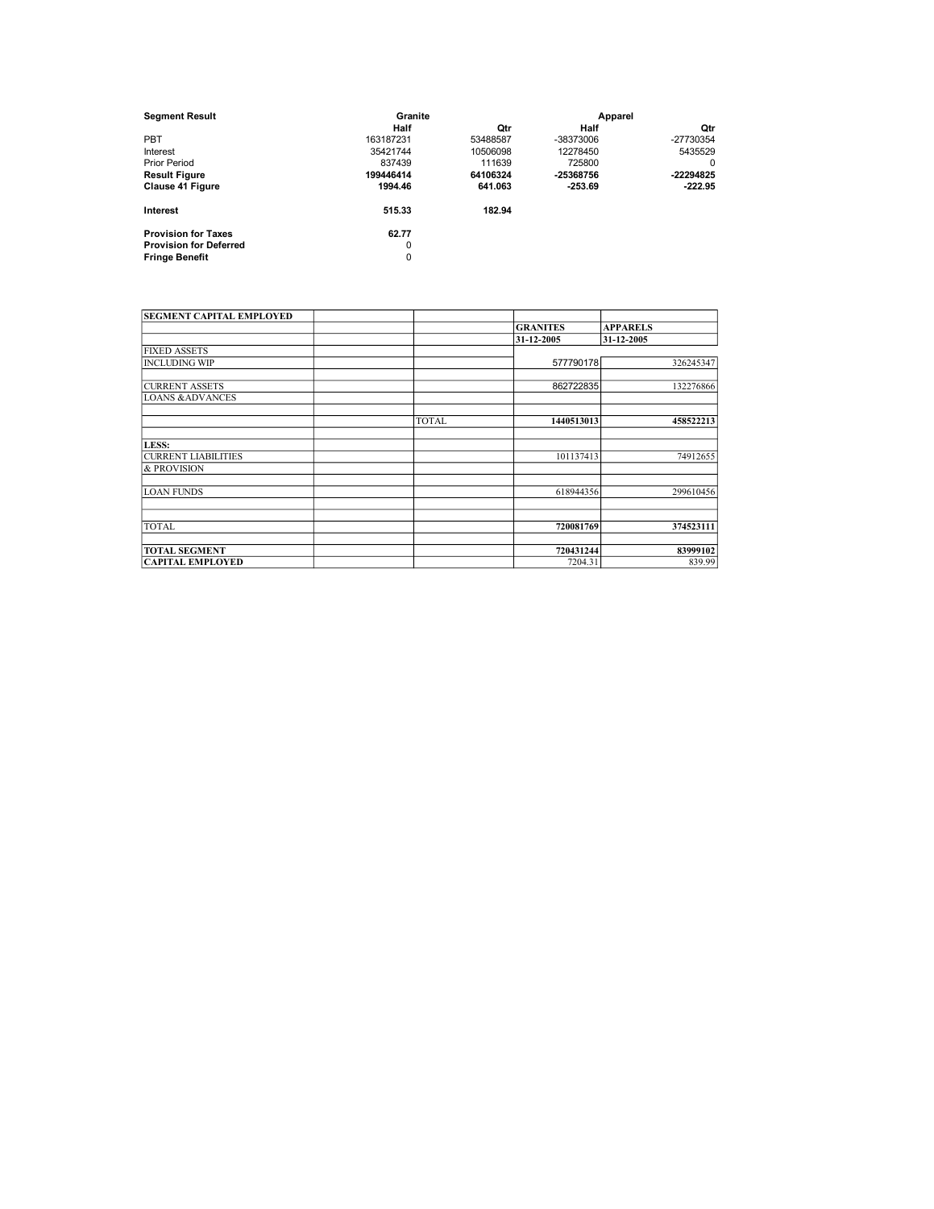| Segment Result | Granite | | Apparel | |
|---|---|---|---|---|
| | Half | Qtr | Half | Qtr |
| PBT | 163187231 | 53488587 | -38373006 | -27730354 |
| Interest | 35421744 | 10506098 | 12278450 | 5435529 |
| Prior Period | 837439 | 111639 | 725800 | 0 |
| **Result Figure** | **199446414** | **64106324** | **-25368756** | **-22294825** |
| **Clause 41 Figure** | **1994.46** | **641.063** | **-253.69** | **-222.95** |
| **Interest** | **515.33** | **182.94** | | |
| **Provision for Taxes** | **62.77** | | | |
| **Provision for Deferred** | 0 | | | |
| **Fringe Benefit** | 0 | | | |

| SEGMENT CAPITAL EMPLOYED | | | | |
|---|---|---|---|---|
| | | | **GRANITES** | **APPARELS** |
| | | | **31-12-2005** | **31-12-2005** |
| FIXED ASSETS | | | | |
| INCLUDING WIP | | | 577790178 | 326245347 |
| CURRENT ASSETS | | | 862722835 | 132276866 |
| LOANS &ADVANCES | | | | |
| | | TOTAL | **1440513013** | **458522213** |
| **LESS:** | | | | |
| CURRENT LIABILITIES | | | 101137413 | 74912655 |
| & PROVISION | | | | |
| LOAN FUNDS | | | 618944356 | 299610456 |
| TOTAL | | | **720081769** | **374523111** |
| **TOTAL SEGMENT** | | | **720431244** | **83999102** |
| **CAPITAL EMPLOYED** | | | 7204.31 | 839.99 |